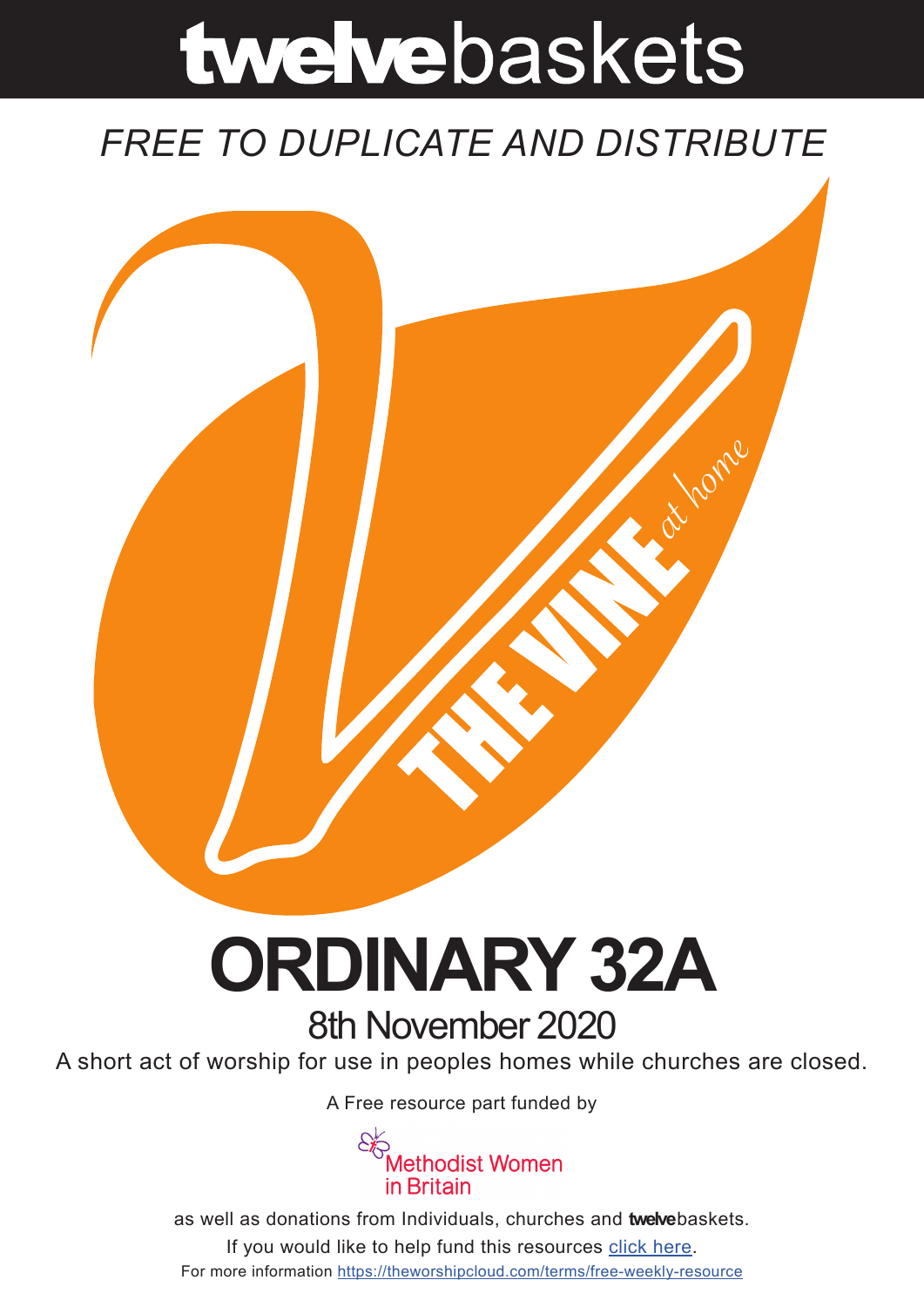# **twelve**baskets

*FREE TO DUPLICATE AND DISTRIBUTE*

THE VINE *at home*

# ORDINARY 32A

## 8th November 2020

A short act of worship for use in peoples homes while churches are closed.

A Free resource part funded by

Methodist Women in Britain

as well as donations from Individuals, churches and **twelve**baskets.

If you would like to help fund this resources click here.

For more information https://theworshipcloud.com/terms/free-weekly-resource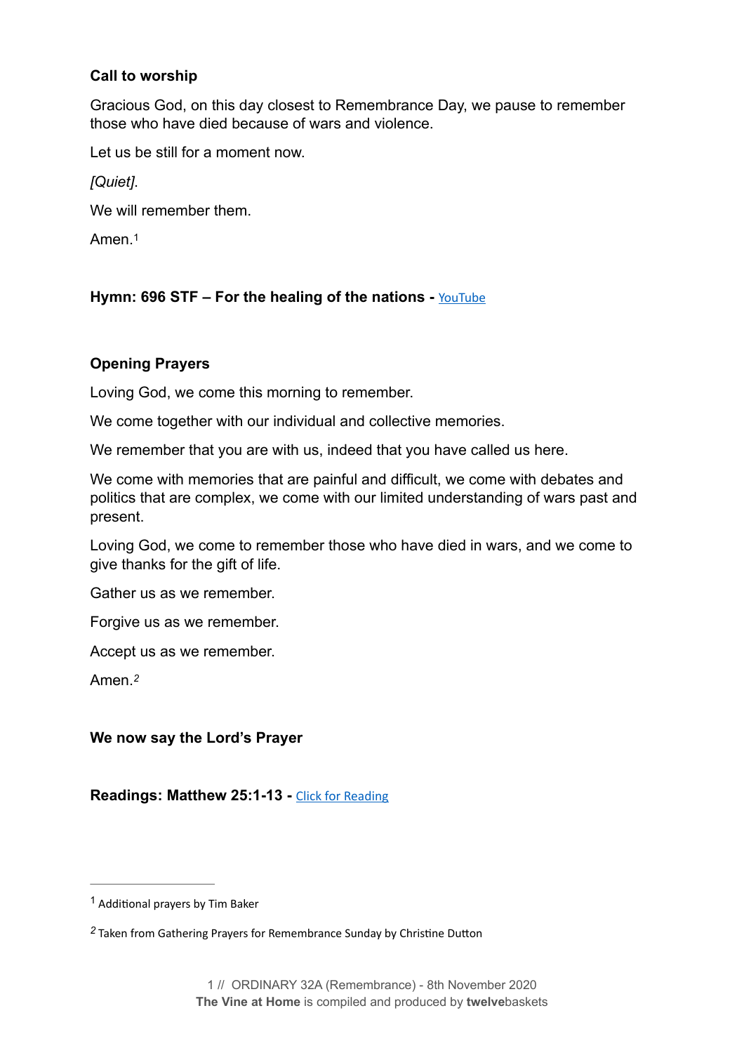**Call to worship**

Gracious God, on this day closest to Remembrance Day, we pause to remember those who have died because of wars and violence.

Let us be still for a moment now.

*[Quiet]*.

We will remember them.

Amen.[1]

**Hymn: 696 STF – For the healing of the nations -** [YouTube]

**Opening Prayers**

Loving God, we come this morning to remember.

We come together with our individual and collective memories.

We remember that you are with us, indeed that you have called us here.

We come with memories that are painful and difficult, we come with debates and politics that are complex, we come with our limited understanding of wars past and present.

Loving God, we come to remember those who have died in wars, and we come to give thanks for the gift of life.

Gather us as we remember.

Forgive us as we remember.

Accept us as we remember.

Amen.[2]

**We now say the Lord's Prayer**

**Readings: Matthew 25:1-13 -** [Click for Reading]

---

[1] Additional prayers by Tim Baker

[2] Taken from Gathering Prayers for Remembrance Sunday by Christine Dutton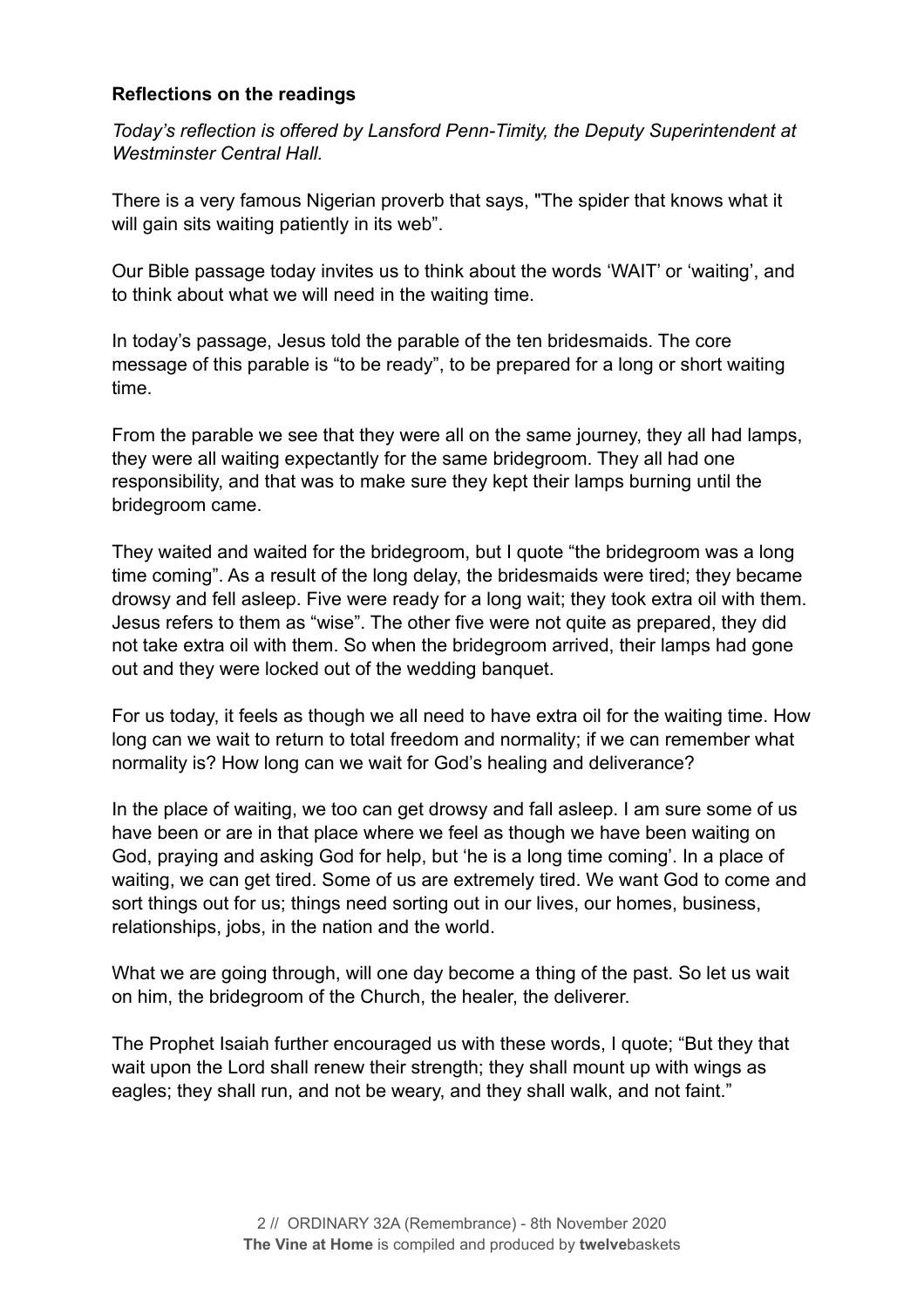**Reflections on the readings**

*Today's reflection is offered by Lansford Penn-Timity, the Deputy Superintendent at Westminster Central Hall.*

There is a very famous Nigerian proverb that says, "The spider that knows what it will gain sits waiting patiently in its web".

Our Bible passage today invites us to think about the words 'WAIT' or 'waiting', and to think about what we will need in the waiting time.

In today's passage, Jesus told the parable of the ten bridesmaids. The core message of this parable is "to be ready", to be prepared for a long or short waiting time.

From the parable we see that they were all on the same journey, they all had lamps, they were all waiting expectantly for the same bridegroom. They all had one responsibility, and that was to make sure they kept their lamps burning until the bridegroom came.

They waited and waited for the bridegroom, but I quote "the bridegroom was a long time coming". As a result of the long delay, the bridesmaids were tired; they became drowsy and fell asleep. Five were ready for a long wait; they took extra oil with them. Jesus refers to them as "wise". The other five were not quite as prepared, they did not take extra oil with them. So when the bridegroom arrived, their lamps had gone out and they were locked out of the wedding banquet.

For us today, it feels as though we all need to have extra oil for the waiting time. How long can we wait to return to total freedom and normality; if we can remember what normality is? How long can we wait for God's healing and deliverance?

In the place of waiting, we too can get drowsy and fall asleep. I am sure some of us have been or are in that place where we feel as though we have been waiting on God, praying and asking God for help, but 'he is a long time coming'. In a place of waiting, we can get tired. Some of us are extremely tired. We want God to come and sort things out for us; things need sorting out in our lives, our homes, business, relationships, jobs, in the nation and the world.

What we are going through, will one day become a thing of the past. So let us wait on him, the bridegroom of the Church, the healer, the deliverer.

The Prophet Isaiah further encouraged us with these words, I quote; "But they that wait upon the Lord shall renew their strength; they shall mount up with wings as eagles; they shall run, and not be weary, and they shall walk, and not faint."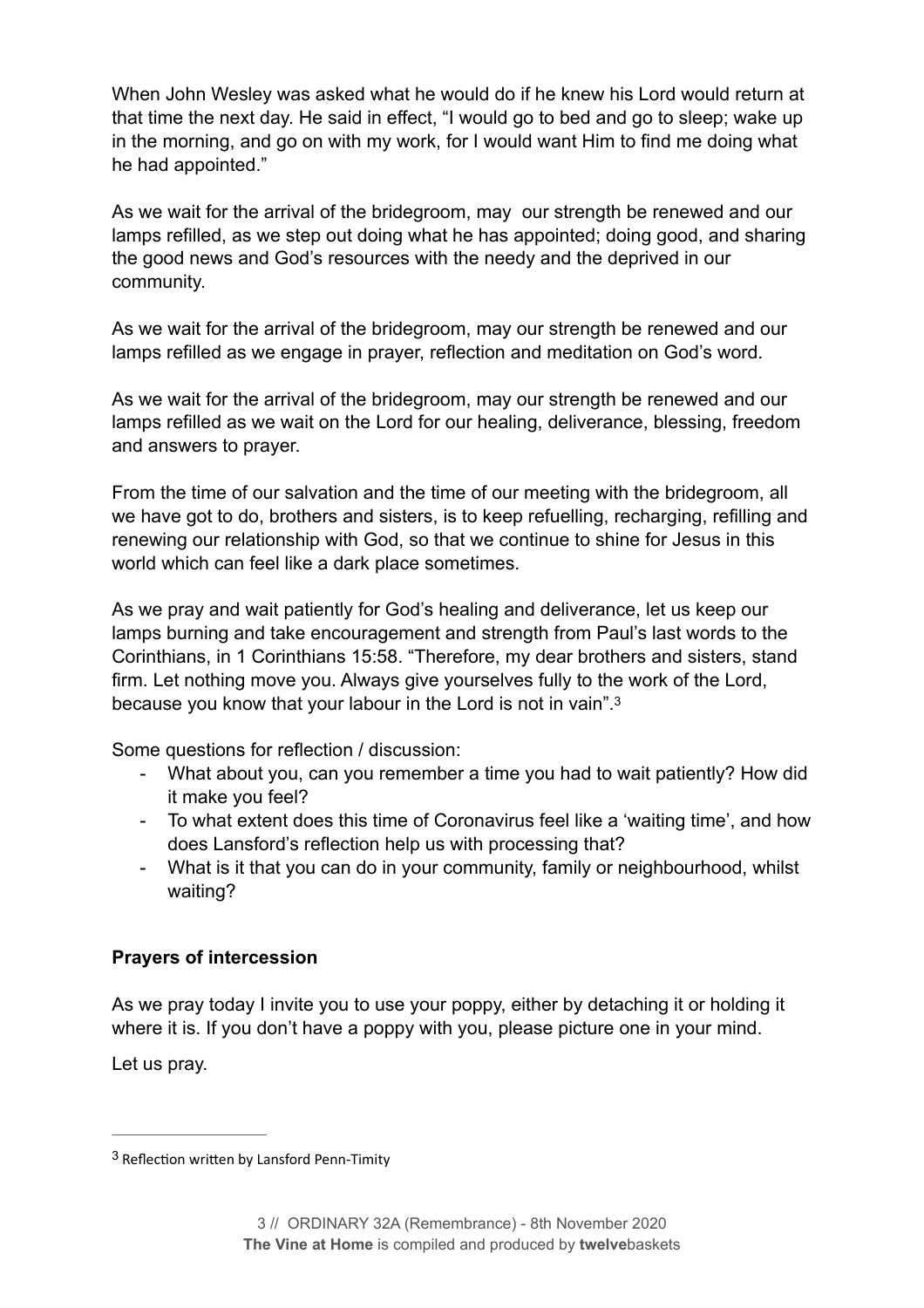When John Wesley was asked what he would do if he knew his Lord would return at that time the next day. He said in effect, "I would go to bed and go to sleep; wake up in the morning, and go on with my work, for I would want Him to find me doing what he had appointed."

As we wait for the arrival of the bridegroom, may our strength be renewed and our lamps refilled, as we step out doing what he has appointed; doing good, and sharing the good news and God's resources with the needy and the deprived in our community.

As we wait for the arrival of the bridegroom, may our strength be renewed and our lamps refilled as we engage in prayer, reflection and meditation on God's word.

As we wait for the arrival of the bridegroom, may our strength be renewed and our lamps refilled as we wait on the Lord for our healing, deliverance, blessing, freedom and answers to prayer.

From the time of our salvation and the time of our meeting with the bridegroom, all we have got to do, brothers and sisters, is to keep refuelling, recharging, refilling and renewing our relationship with God, so that we continue to shine for Jesus in this world which can feel like a dark place sometimes.

As we pray and wait patiently for God's healing and deliverance, let us keep our lamps burning and take encouragement and strength from Paul's last words to the Corinthians, in 1 Corinthians 15:58. "Therefore, my dear brothers and sisters, stand firm. Let nothing move you. Always give yourselves fully to the work of the Lord, because you know that your labour in the Lord is not in vain".[3]

Some questions for reflection / discussion:

- What about you, can you remember a time you had to wait patiently? How did it make you feel?
- To what extent does this time of Coronavirus feel like a 'waiting time', and how does Lansford's reflection help us with processing that?
- What is it that you can do in your community, family or neighbourhood, whilst waiting?

**Prayers of intercession**

As we pray today I invite you to use your poppy, either by detaching it or holding it where it is. If you don't have a poppy with you, please picture one in your mind.

Let us pray.

---

[3] Reflection written by Lansford Penn-Timity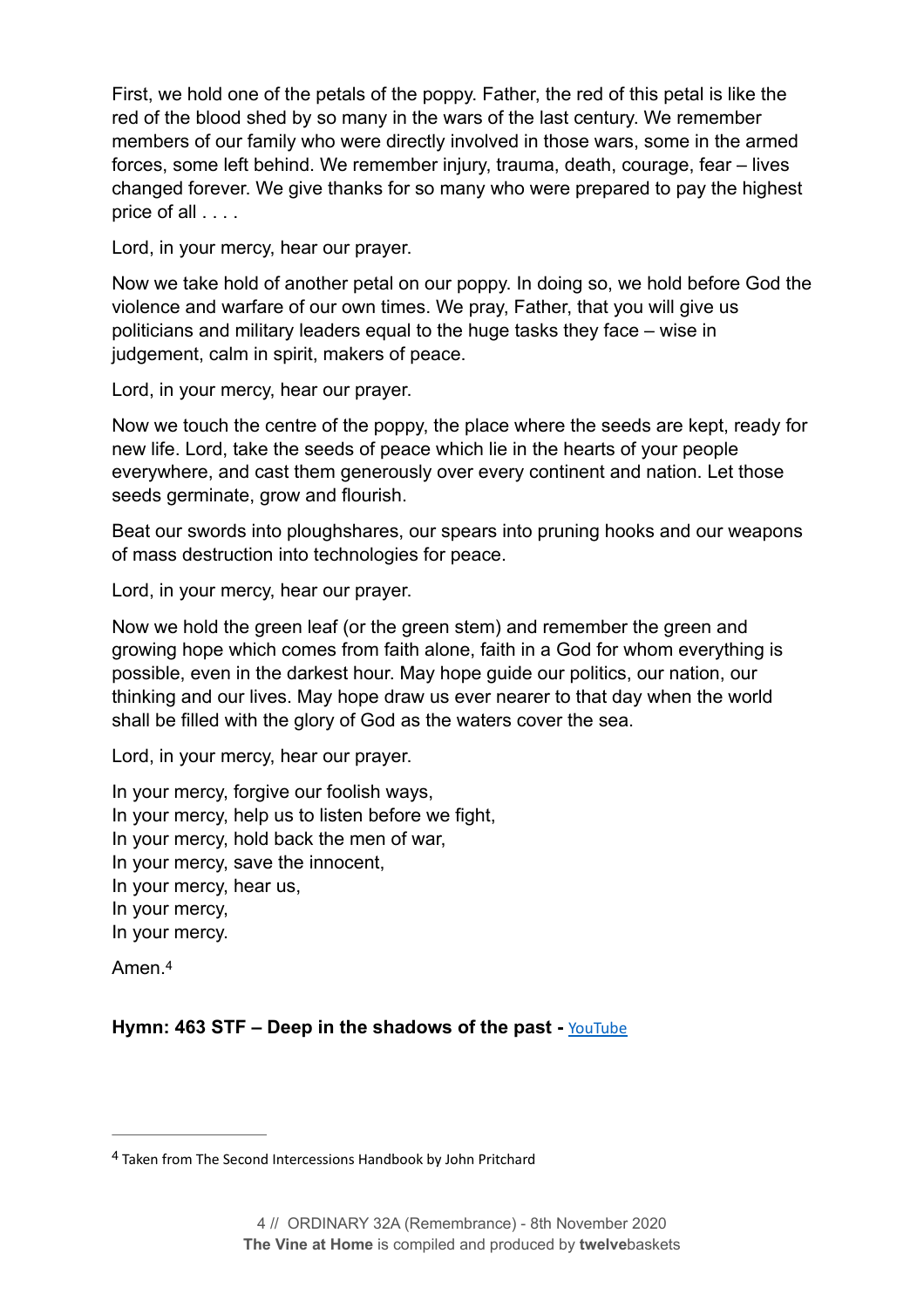First, we hold one of the petals of the poppy. Father, the red of this petal is like the red of the blood shed by so many in the wars of the last century. We remember members of our family who were directly involved in those wars, some in the armed forces, some left behind. We remember injury, trauma, death, courage, fear – lives changed forever. We give thanks for so many who were prepared to pay the highest price of all . . . .

Lord, in your mercy, hear our prayer.

Now we take hold of another petal on our poppy. In doing so, we hold before God the violence and warfare of our own times. We pray, Father, that you will give us politicians and military leaders equal to the huge tasks they face – wise in judgement, calm in spirit, makers of peace.

Lord, in your mercy, hear our prayer.

Now we touch the centre of the poppy, the place where the seeds are kept, ready for new life. Lord, take the seeds of peace which lie in the hearts of your people everywhere, and cast them generously over every continent and nation. Let those seeds germinate, grow and flourish.

Beat our swords into ploughshares, our spears into pruning hooks and our weapons of mass destruction into technologies for peace.

Lord, in your mercy, hear our prayer.

Now we hold the green leaf (or the green stem) and remember the green and growing hope which comes from faith alone, faith in a God for whom everything is possible, even in the darkest hour. May hope guide our politics, our nation, our thinking and our lives. May hope draw us ever nearer to that day when the world shall be filled with the glory of God as the waters cover the sea.

Lord, in your mercy, hear our prayer.

In your mercy, forgive our foolish ways,
In your mercy, help us to listen before we fight,
In your mercy, hold back the men of war,
In your mercy, save the innocent,
In your mercy, hear us,
In your mercy,
In your mercy.

Amen.[4]

**Hymn: 463 STF – Deep in the shadows of the past -** YouTube

---

[4] Taken from The Second Intercessions Handbook by John Pritchard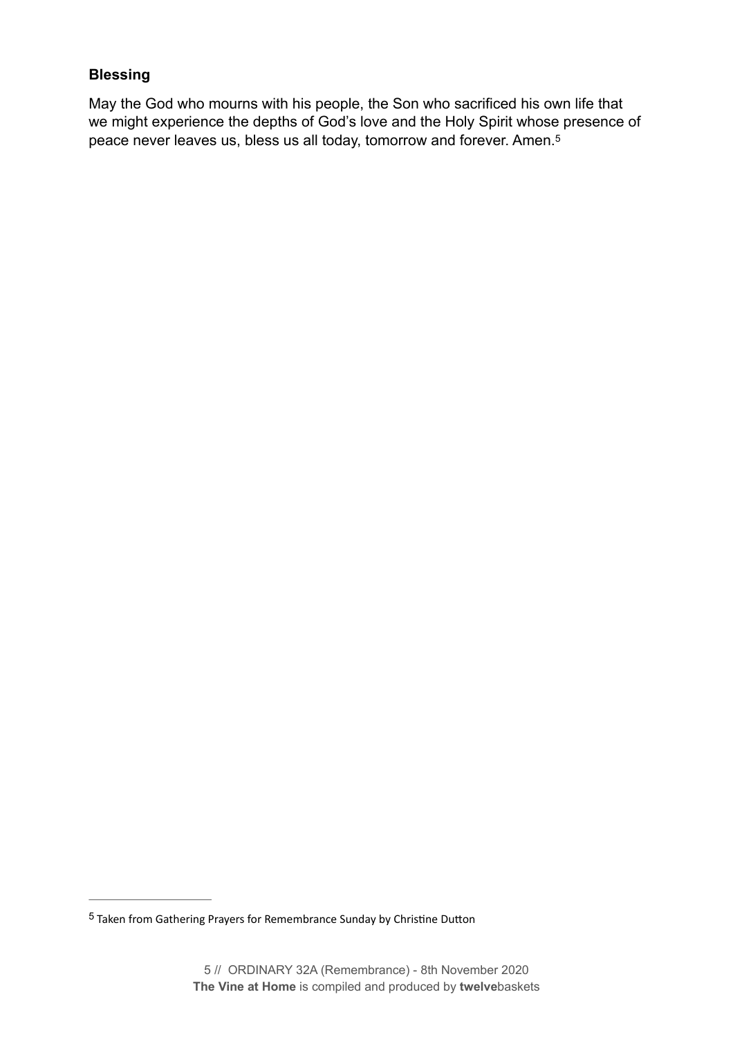**Blessing**

May the God who mourns with his people, the Son who sacrificed his own life that we might experience the depths of God's love and the Holy Spirit whose presence of peace never leaves us, bless us all today, tomorrow and forever. Amen.[5]

---

[5] Taken from Gathering Prayers for Remembrance Sunday by Christine Dutton